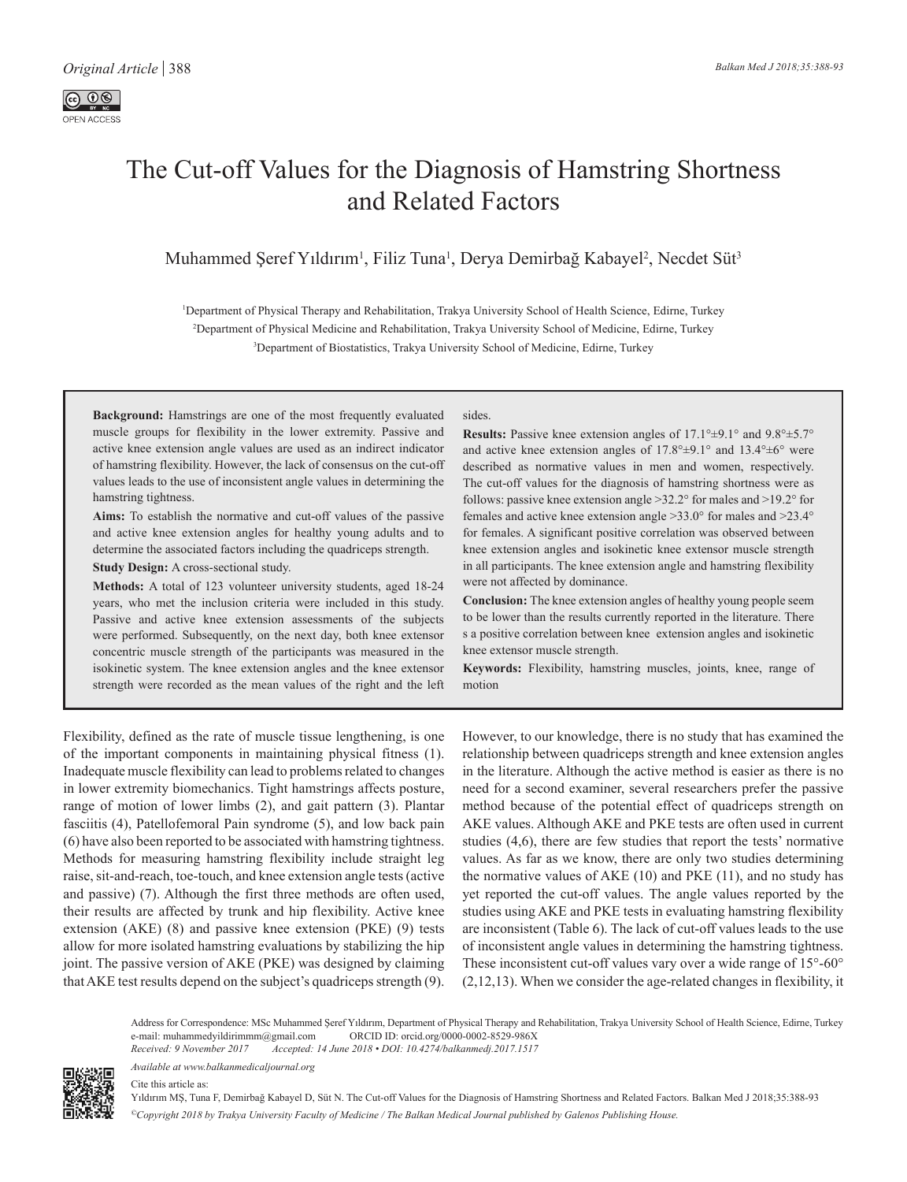# The Cut-off Values for the Diagnosis of Hamstring Shortness and Related Factors

Muhammed Şeref Yıldırım[1], Filiz Tuna[1], Derya Demirbağ Kabayel[2], Necdet Süt[3]

[1]Department of Physical Therapy and Rehabilitation, Trakya University School of Health Science, Edirne, Turkey
[2]Department of Physical Medicine and Rehabilitation, Trakya University School of Medicine, Edirne, Turkey
[3]Department of Biostatistics, Trakya University School of Medicine, Edirne, Turkey

**Background:** Hamstrings are one of the most frequently evaluated muscle groups for flexibility in the lower extremity. Passive and active knee extension angle values are used as an indirect indicator of hamstring flexibility. However, the lack of consensus on the cut-off values leads to the use of inconsistent angle values in determining the hamstring tightness.

**Aims:** To establish the normative and cut-off values of the passive and active knee extension angles for healthy young adults and to determine the associated factors including the quadriceps strength.

**Study Design:** A cross-sectional study.

**Methods:** A total of 123 volunteer university students, aged 18-24 years, who met the inclusion criteria were included in this study. Passive and active knee extension assessments of the subjects were performed. Subsequently, on the next day, both knee extensor concentric muscle strength of the participants was measured in the isokinetic system. The knee extension angles and the knee extensor strength were recorded as the mean values of the right and the left sides.

**Results:** Passive knee extension angles of 17.1°±9.1° and 9.8°±5.7° and active knee extension angles of 17.8°±9.1° and 13.4°±6° were described as normative values in men and women, respectively. The cut-off values for the diagnosis of hamstring shortness were as follows: passive knee extension angle >32.2° for males and >19.2° for females and active knee extension angle >33.0° for males and >23.4° for females. A significant positive correlation was observed between knee extension angles and isokinetic knee extensor muscle strength in all participants. The knee extension angle and hamstring flexibility were not affected by dominance.

**Conclusion:** The knee extension angles of healthy young people seem to be lower than the results currently reported in the literature. There s a positive correlation between knee extension angles and isokinetic knee extensor muscle strength.

**Keywords:** Flexibility, hamstring muscles, joints, knee, range of motion

Flexibility, defined as the rate of muscle tissue lengthening, is one of the important components in maintaining physical fitness (1). Inadequate muscle flexibility can lead to problems related to changes in lower extremity biomechanics. Tight hamstrings affects posture, range of motion of lower limbs (2), and gait pattern (3). Plantar fasciitis (4), Patellofemoral Pain syndrome (5), and low back pain (6) have also been reported to be associated with hamstring tightness. Methods for measuring hamstring flexibility include straight leg raise, sit-and-reach, toe-touch, and knee extension angle tests (active and passive) (7). Although the first three methods are often used, their results are affected by trunk and hip flexibility. Active knee extension (AKE) (8) and passive knee extension (PKE) (9) tests allow for more isolated hamstring evaluations by stabilizing the hip joint. The passive version of AKE (PKE) was designed by claiming that AKE test results depend on the subject's quadriceps strength (9). However, to our knowledge, there is no study that has examined the relationship between quadriceps strength and knee extension angles in the literature. Although the active method is easier as there is no need for a second examiner, several researchers prefer the passive method because of the potential effect of quadriceps strength on AKE values. Although AKE and PKE tests are often used in current studies (4,6), there are few studies that report the tests' normative values. As far as we know, there are only two studies determining the normative values of AKE (10) and PKE (11), and no study has yet reported the cut-off values. The angle values reported by the studies using AKE and PKE tests in evaluating hamstring flexibility are inconsistent (Table 6). The lack of cut-off values leads to the use of inconsistent angle values in determining the hamstring tightness. These inconsistent cut-off values vary over a wide range of 15°-60° (2,12,13). When we consider the age-related changes in flexibility, it

Address for Correspondence: MSc Muhammed Şeref Yıldırım, Department of Physical Therapy and Rehabilitation, Trakya University School of Health Science, Edirne, Turkey
e-mail: muhammedyildirimmm@gmail.com ORCID ID: orcid.org/0000-0002-8529-986X
*Received: 9 November 2017 Accepted: 14 June 2018 • DOI: 10.4274/balkanmedj.2017.1517*

*Available at www.balkanmedicaljournal.org*

Cite this article as:
Yıldırım MŞ, Tuna F, Demirbağ Kabayel D, Süt N. The Cut-off Values for the Diagnosis of Hamstring Shortness and Related Factors. Balkan Med J 2018;35:388-93

*©Copyright 2018 by Trakya University Faculty of Medicine / The Balkan Medical Journal published by Galenos Publishing House.*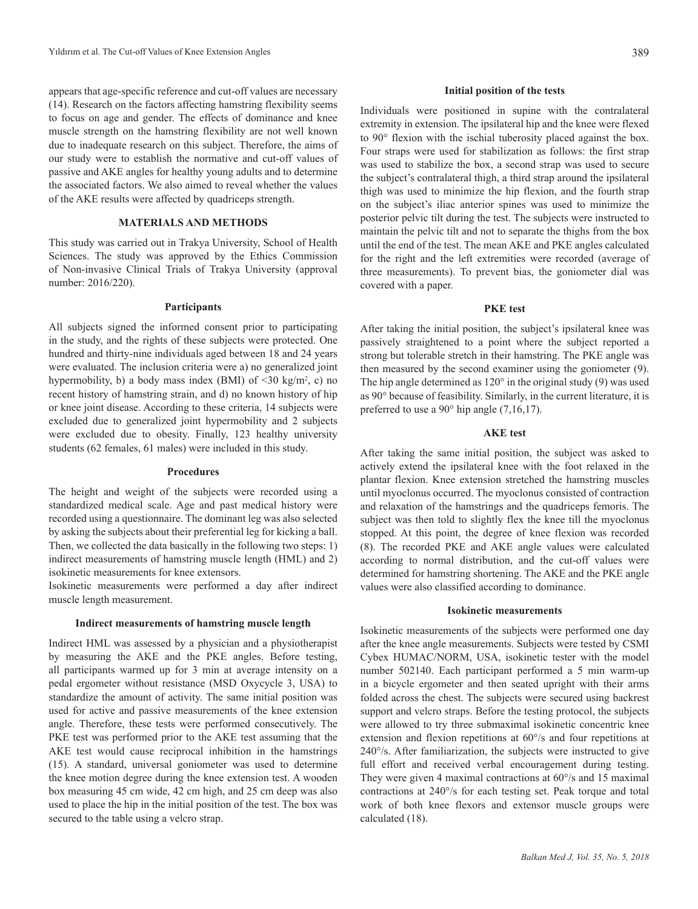appears that age-specific reference and cut-off values are necessary (14). Research on the factors affecting hamstring flexibility seems to focus on age and gender. The effects of dominance and knee muscle strength on the hamstring flexibility are not well known due to inadequate research on this subject. Therefore, the aims of our study were to establish the normative and cut-off values of passive and AKE angles for healthy young adults and to determine the associated factors. We also aimed to reveal whether the values of the AKE results were affected by quadriceps strength.

## MATERIALS AND METHODS

This study was carried out in Trakya University, School of Health Sciences. The study was approved by the Ethics Commission of Non-invasive Clinical Trials of Trakya University (approval number: 2016/220).

### Participants

All subjects signed the informed consent prior to participating in the study, and the rights of these subjects were protected. One hundred and thirty-nine individuals aged between 18 and 24 years were evaluated. The inclusion criteria were a) no generalized joint hypermobility, b) a body mass index (BMI) of <30 kg/m$^2$, c) no recent history of hamstring strain, and d) no known history of hip or knee joint disease. According to these criteria, 14 subjects were excluded due to generalized joint hypermobility and 2 subjects were excluded due to obesity. Finally, 123 healthy university students (62 females, 61 males) were included in this study.

### Procedures

The height and weight of the subjects were recorded using a standardized medical scale. Age and past medical history were recorded using a questionnaire. The dominant leg was also selected by asking the subjects about their preferential leg for kicking a ball. Then, we collected the data basically in the following two steps: 1) indirect measurements of hamstring muscle length (HML) and 2) isokinetic measurements for knee extensors.

Isokinetic measurements were performed a day after indirect muscle length measurement.

### Indirect measurements of hamstring muscle length

Indirect HML was assessed by a physician and a physiotherapist by measuring the AKE and the PKE angles. Before testing, all participants warmed up for 3 min at average intensity on a pedal ergometer without resistance (MSD Oxycycle 3, USA) to standardize the amount of activity. The same initial position was used for active and passive measurements of the knee extension angle. Therefore, these tests were performed consecutively. The PKE test was performed prior to the AKE test assuming that the AKE test would cause reciprocal inhibition in the hamstrings (15). A standard, universal goniometer was used to determine the knee motion degree during the knee extension test. A wooden box measuring 45 cm wide, 42 cm high, and 25 cm deep was also used to place the hip in the initial position of the test. The box was secured to the table using a velcro strap.

### Initial position of the tests

Individuals were positioned in supine with the contralateral extremity in extension. The ipsilateral hip and the knee were flexed to 90° flexion with the ischial tuberosity placed against the box. Four straps were used for stabilization as follows: the first strap was used to stabilize the box, a second strap was used to secure the subject's contralateral thigh, a third strap around the ipsilateral thigh was used to minimize the hip flexion, and the fourth strap on the subject's iliac anterior spines was used to minimize the posterior pelvic tilt during the test. The subjects were instructed to maintain the pelvic tilt and not to separate the thighs from the box until the end of the test. The mean AKE and PKE angles calculated for the right and the left extremities were recorded (average of three measurements). To prevent bias, the goniometer dial was covered with a paper.

### PKE test

After taking the initial position, the subject's ipsilateral knee was passively straightened to a point where the subject reported a strong but tolerable stretch in their hamstring. The PKE angle was then measured by the second examiner using the goniometer (9). The hip angle determined as 120° in the original study (9) was used as 90° because of feasibility. Similarly, in the current literature, it is preferred to use a 90° hip angle (7,16,17).

### AKE test

After taking the same initial position, the subject was asked to actively extend the ipsilateral knee with the foot relaxed in the plantar flexion. Knee extension stretched the hamstring muscles until myoclonus occurred. The myoclonus consisted of contraction and relaxation of the hamstrings and the quadriceps femoris. The subject was then told to slightly flex the knee till the myoclonus stopped. At this point, the degree of knee flexion was recorded (8). The recorded PKE and AKE angle values were calculated according to normal distribution, and the cut-off values were determined for hamstring shortening. The AKE and the PKE angle values were also classified according to dominance.

### Isokinetic measurements

Isokinetic measurements of the subjects were performed one day after the knee angle measurements. Subjects were tested by CSMI Cybex HUMAC/NORM, USA, isokinetic tester with the model number 502140. Each participant performed a 5 min warm-up in a bicycle ergometer and then seated upright with their arms folded across the chest. The subjects were secured using backrest support and velcro straps. Before the testing protocol, the subjects were allowed to try three submaximal isokinetic concentric knee extension and flexion repetitions at 60°/s and four repetitions at 240°/s. After familiarization, the subjects were instructed to give full effort and received verbal encouragement during testing. They were given 4 maximal contractions at 60°/s and 15 maximal contractions at 240°/s for each testing set. Peak torque and total work of both knee flexors and extensor muscle groups were calculated (18).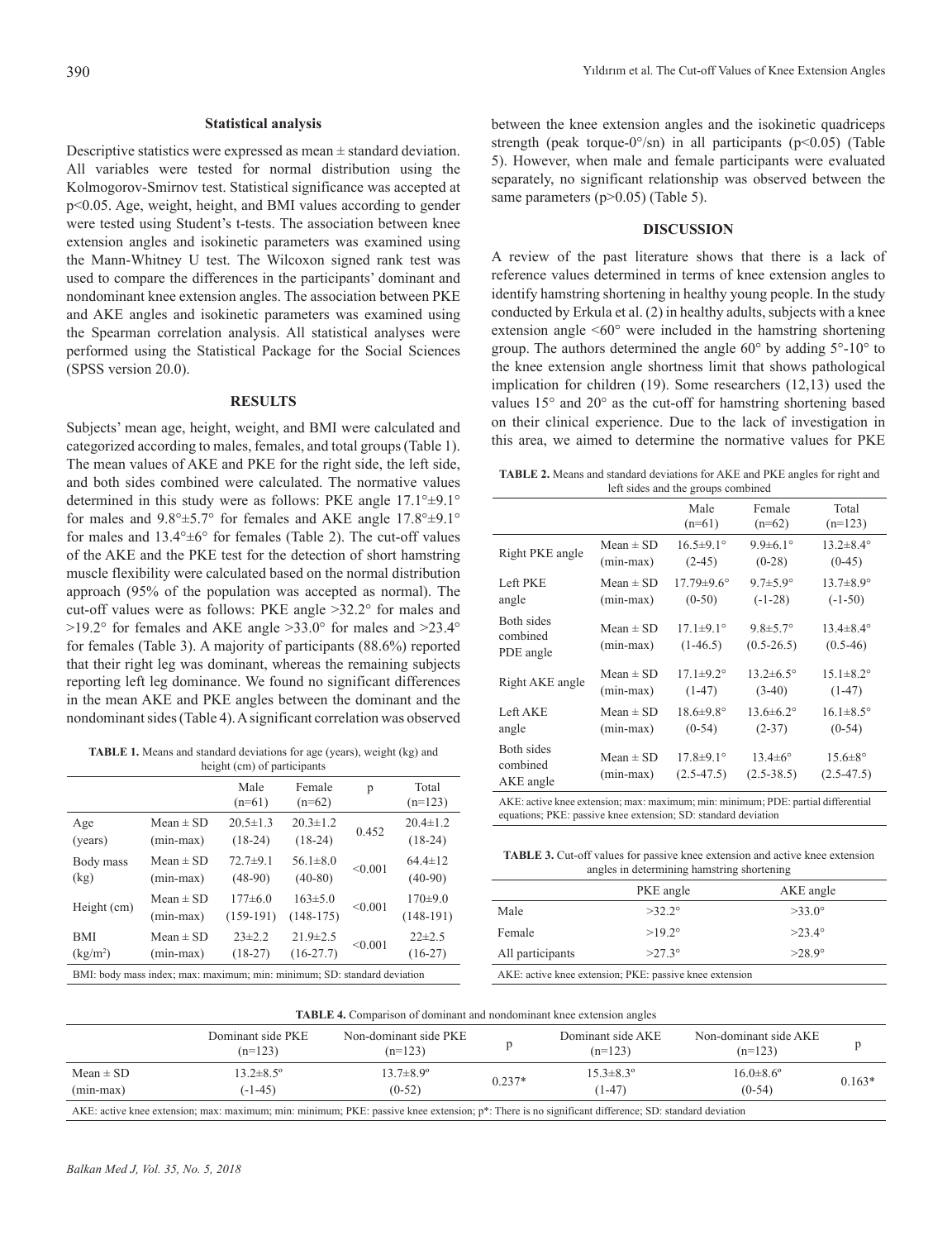### Statistical analysis

Descriptive statistics were expressed as mean ± standard deviation. All variables were tested for normal distribution using the Kolmogorov-Smirnov test. Statistical significance was accepted at p<0.05. Age, weight, height, and BMI values according to gender were tested using Student's t-tests. The association between knee extension angles and isokinetic parameters was examined using the Mann-Whitney U test. The Wilcoxon signed rank test was used to compare the differences in the participants' dominant and nondominant knee extension angles. The association between PKE and AKE angles and isokinetic parameters was examined using the Spearman correlation analysis. All statistical analyses were performed using the Statistical Package for the Social Sciences (SPSS version 20.0).

### RESULTS

Subjects' mean age, height, weight, and BMI were calculated and categorized according to males, females, and total groups (Table 1). The mean values of AKE and PKE for the right side, the left side, and both sides combined were calculated. The normative values determined in this study were as follows: PKE angle 17.1°±9.1° for males and 9.8°±5.7° for females and AKE angle 17.8°±9.1° for males and 13.4°±6° for females (Table 2). The cut-off values of the AKE and the PKE test for the detection of short hamstring muscle flexibility were calculated based on the normal distribution approach (95% of the population was accepted as normal). The cut-off values were as follows: PKE angle >32.2° for males and >19.2° for females and AKE angle >33.0° for males and >23.4° for females (Table 3). A majority of participants (88.6%) reported that their right leg was dominant, whereas the remaining subjects reporting left leg dominance. We found no significant differences in the mean AKE and PKE angles between the dominant and the nondominant sides (Table 4). A significant correlation was observed between the knee extension angles and the isokinetic quadriceps strength (peak torque-0°/sn) in all participants (p<0.05) (Table 5). However, when male and female participants were evaluated separately, no significant relationship was observed between the same parameters (p>0.05) (Table 5).

**TABLE 1.** Means and standard deviations for age (years), weight (kg) and height (cm) of participants

| | | Male (n=61) | Female (n=62) | p | Total (n=123) |
|---|---|---|---|---|---|
| Age (years) | Mean ± SD (min-max) | 20.5±1.3 (18-24) | 20.3±1.2 (18-24) | 0.452 | 20.4±1.2 (18-24) |
| Body mass (kg) | Mean ± SD (min-max) | 72.7±9.1 (48-90) | 56.1±8.0 (40-80) | <0.001 | 64.4±12 (40-90) |
| Height (cm) | Mean ± SD (min-max) | 177±6.0 (159-191) | 163±5.0 (148-175) | <0.001 | 170±9.0 (148-191) |
| BMI (kg/m$^2$) | Mean ± SD (min-max) | 23±2.2 (18-27) | 21.9±2.5 (16-27.7) | <0.001 | 22±2.5 (16-27) |

BMI: body mass index; max: maximum; min: minimum; SD: standard deviation

### DISCUSSION

A review of the past literature shows that there is a lack of reference values determined in terms of knee extension angles to identify hamstring shortening in healthy young people. In the study conducted by Erkula et al. (2) in healthy adults, subjects with a knee extension angle <60° were included in the hamstring shortening group. The authors determined the angle 60° by adding 5°-10° to the knee extension angle shortness limit that shows pathological implication for children (19). Some researchers (12,13) used the values 15° and 20° as the cut-off for hamstring shortening based on their clinical experience. Due to the lack of investigation in this area, we aimed to determine the normative values for PKE

**TABLE 2.** Means and standard deviations for AKE and PKE angles for right and left sides and the groups combined

| | | Male (n=61) | Female (n=62) | Total (n=123) |
|---|---|---|---|---|
| Right PKE angle | Mean ± SD (min-max) | 16.5±9.1° (2-45) | 9.9±6.1° (0-28) | 13.2±8.4° (0-45) |
| Left PKE angle | Mean ± SD (min-max) | 17.79±9.6° (0-50) | 9.7±5.9° (-1-28) | 13.7±8.9° (-1-50) |
| Both sides combined PDE angle | Mean ± SD (min-max) | 17.1±9.1° (1-46.5) | 9.8±5.7° (0.5-26.5) | 13.4±8.4° (0.5-46) |
| Right AKE angle | Mean ± SD (min-max) | 17.1±9.2° (1-47) | 13.2±6.5° (3-40) | 15.1±8.2° (1-47) |
| Left AKE angle | Mean ± SD (min-max) | 18.6±9.8° (0-54) | 13.6±6.2° (2-37) | 16.1±8.5° (0-54) |
| Both sides combined AKE angle | Mean ± SD (min-max) | 17.8±9.1° (2.5-47.5) | 13.4±6° (2.5-38.5) | 15.6±8° (2.5-47.5) |

AKE: active knee extension; max: maximum; min: minimum; PDE: partial differential equations; PKE: passive knee extension; SD: standard deviation

**TABLE 3.** Cut-off values for passive knee extension and active knee extension angles in determining hamstring shortening

| | PKE angle | AKE angle |
|---|---|---|
| Male | >32.2° | >33.0° |
| Female | >19.2° | >23.4° |
| All participants | >27.3° | >28.9° |

AKE: active knee extension; PKE: passive knee extension

**TABLE 4.** Comparison of dominant and nondominant knee extension angles

| | Dominant side PKE (n=123) | Non-dominant side PKE (n=123) | p | Dominant side AKE (n=123) | Non-dominant side AKE (n=123) | p |
|---|---|---|---|---|---|---|
| Mean ± SD (min-max) | 13.2±8.5° (-1-45) | 13.7±8.9° (0-52) | 0.237* | 15.3±8.3° (1-47) | 16.0±8.6° (0-54) | 0.163* |

AKE: active knee extension; max: maximum; min: minimum; PKE: passive knee extension; p*: There is no significant difference; SD: standard deviation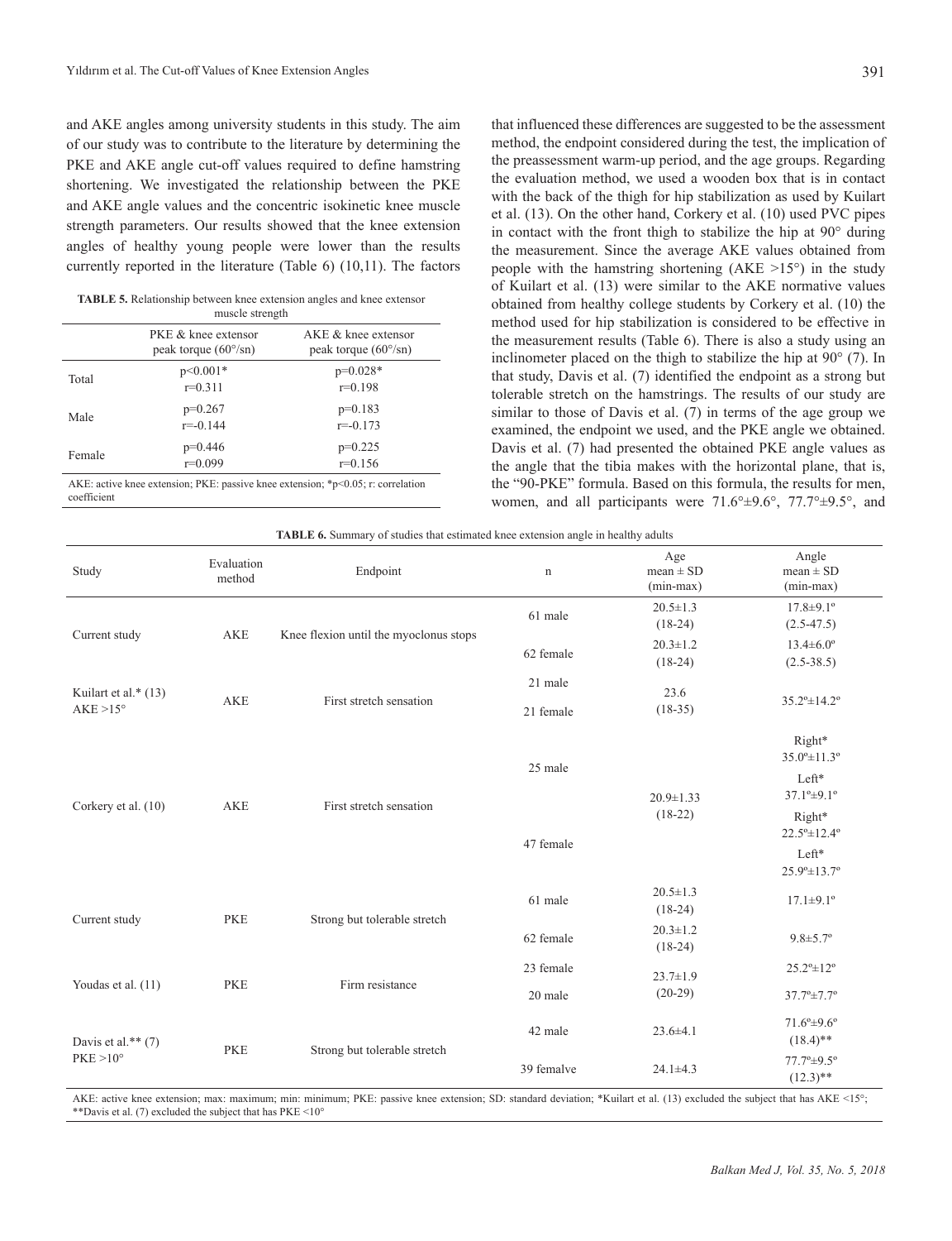and AKE angles among university students in this study. The aim of our study was to contribute to the literature by determining the PKE and AKE angle cut-off values required to define hamstring shortening. We investigated the relationship between the PKE and AKE angle values and the concentric isokinetic knee muscle strength parameters. Our results showed that the knee extension angles of healthy young people were lower than the results currently reported in the literature (Table 6) (10,11). The factors that influenced these differences are suggested to be the assessment method, the endpoint considered during the test, the implication of the preassessment warm-up period, and the age groups. Regarding the evaluation method, we used a wooden box that is in contact with the back of the thigh for hip stabilization as used by Kuilart et al. (13). On the other hand, Corkery et al. (10) used PVC pipes in contact with the front thigh to stabilize the hip at 90° during the measurement. Since the average AKE values obtained from people with the hamstring shortening (AKE >15°) in the study of Kuilart et al. (13) were similar to the AKE normative values obtained from healthy college students by Corkery et al. (10) the method used for hip stabilization is considered to be effective in the measurement results (Table 6). There is also a study using an inclinometer placed on the thigh to stabilize the hip at 90° (7). In that study, Davis et al. (7) identified the endpoint as a strong but tolerable stretch on the hamstrings. The results of our study are similar to those of Davis et al. (7) in terms of the age group we examined, the endpoint we used, and the PKE angle we obtained. Davis et al. (7) had presented the obtained PKE angle values as the angle that the tibia makes with the horizontal plane, that is, the "90-PKE" formula. Based on this formula, the results for men, women, and all participants were 71.6°±9.6°, 77.7°±9.5°, and

**TABLE 5.** Relationship between knee extension angles and knee extensor muscle strength

| | PKE & knee extensor peak torque (60°/sn) | AKE & knee extensor peak torque (60°/sn) |
|---|---|---|
| Total | p<0.001* r=0.311 | p=0.028* r=0.198 |
| Male | p=0.267 r=-0.144 | p=0.183 r=-0.173 |
| Female | p=0.446 r=0.099 | p=0.225 r=0.156 |

AKE: active knee extension; PKE: passive knee extension; *p<0.05; r: correlation coefficient

**TABLE 6.** Summary of studies that estimated knee extension angle in healthy adults

| Study | Evaluation method | Endpoint | n | Age mean ± SD (min-max) | Angle mean ± SD (min-max) |
|---|---|---|---|---|---|
| Current study | AKE | Knee flexion until the myoclonus stops | 61 male | 20.5±1.3 (18-24) | 17.8±9.1° (2.5-47.5) |
| | | | 62 female | 20.3±1.2 (18-24) | 13.4±6.0° (2.5-38.5) |
| Kuilart et al.* (13) AKE >15° | AKE | First stretch sensation | 21 male | 23.6 (18-35) | 35.2°±14.2° |
| | | | 21 female | | |
| Corkery et al. (10) | AKE | First stretch sensation | 25 male | 20.9±1.33 (18-22) | Right* 35.0°±11.3° Left* 37.1°±9.1° |
| | | | 47 female | | Right* 22.5°±12.4° Left* 25.9°±13.7° |
| Current study | PKE | Strong but tolerable stretch | 61 male | 20.5±1.3 (18-24) | 17.1±9.1° |
| | | | 62 female | 20.3±1.2 (18-24) | 9.8±5.7° |
| Youdas et al. (11) | PKE | Firm resistance | 23 female | 23.7±1.9 (20-29) | 25.2°±12° |
| | | | 20 male | | 37.7°±7.7° |
| Davis et al.** (7) PKE >10° | PKE | Strong but tolerable stretch | 42 male | 23.6±4.1 | 71.6°±9.6° (18.4)** |
| | | | 39 femalve | 24.1±4.3 | 77.7°±9.5° (12.3)** |

AKE: active knee extension; max: maximum; min: minimum; PKE: passive knee extension; SD: standard deviation; *Kuilart et al. (13) excluded the subject that has AKE <15°; **Davis et al. (7) excluded the subject that has PKE <10°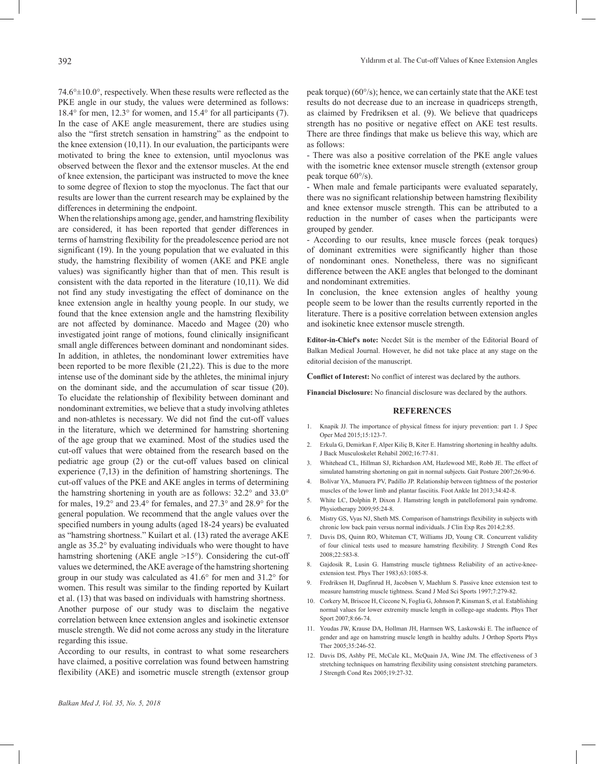74.6°±10.0°, respectively. When these results were reflected as the PKE angle in our study, the values were determined as follows: 18.4° for men, 12.3° for women, and 15.4° for all participants (7). In the case of AKE angle measurement, there are studies using also the "first stretch sensation in hamstring" as the endpoint to the knee extension (10,11). In our evaluation, the participants were motivated to bring the knee to extension, until myoclonus was observed between the flexor and the extensor muscles. At the end of knee extension, the participant was instructed to move the knee to some degree of flexion to stop the myoclonus. The fact that our results are lower than the current research may be explained by the differences in determining the endpoint.

When the relationships among age, gender, and hamstring flexibility are considered, it has been reported that gender differences in terms of hamstring flexibility for the preadolescence period are not significant (19). In the young population that we evaluated in this study, the hamstring flexibility of women (AKE and PKE angle values) was significantly higher than that of men. This result is consistent with the data reported in the literature (10,11). We did not find any study investigating the effect of dominance on the knee extension angle in healthy young people. In our study, we found that the knee extension angle and the hamstring flexibility are not affected by dominance. Macedo and Magee (20) who investigated joint range of motions, found clinically insignificant small angle differences between dominant and nondominant sides. In addition, in athletes, the nondominant lower extremities have been reported to be more flexible (21,22). This is due to the more intense use of the dominant side by the athletes, the minimal injury on the dominant side, and the accumulation of scar tissue (20). To elucidate the relationship of flexibility between dominant and nondominant extremities, we believe that a study involving athletes and non-athletes is necessary. We did not find the cut-off values in the literature, which we determined for hamstring shortening of the age group that we examined. Most of the studies used the cut-off values that were obtained from the research based on the pediatric age group (2) or the cut-off values based on clinical experience (7,13) in the definition of hamstring shortenings. The cut-off values of the PKE and AKE angles in terms of determining the hamstring shortening in youth are as follows: 32.2° and 33.0° for males, 19.2° and 23.4° for females, and 27.3° and 28.9° for the general population. We recommend that the angle values over the specified numbers in young adults (aged 18-24 years) be evaluated as "hamstring shortness." Kuilart et al. (13) rated the average AKE angle as 35.2° by evaluating individuals who were thought to have hamstring shortening (AKE angle >15°). Considering the cut-off values we determined, the AKE average of the hamstring shortening group in our study was calculated as 41.6° for men and 31.2° for women. This result was similar to the finding reported by Kuilart et al. (13) that was based on individuals with hamstring shortness.

Another purpose of our study was to disclaim the negative correlation between knee extension angles and isokinetic extensor muscle strength. We did not come across any study in the literature regarding this issue.

According to our results, in contrast to what some researchers have claimed, a positive correlation was found between hamstring flexibility (AKE) and isometric muscle strength (extensor group peak torque) (60°/s); hence, we can certainly state that the AKE test results do not decrease due to an increase in quadriceps strength, as claimed by Fredriksen et al. (9). We believe that quadriceps strength has no positive or negative effect on AKE test results. There are three findings that make us believe this way, which are as follows:

- There was also a positive correlation of the PKE angle values with the isometric knee extensor muscle strength (extensor group peak torque 60°/s).
- When male and female participants were evaluated separately, there was no significant relationship between hamstring flexibility and knee extensor muscle strength. This can be attributed to a reduction in the number of cases when the participants were grouped by gender.
- According to our results, knee muscle forces (peak torques) of dominant extremities were significantly higher than those of nondominant ones. Nonetheless, there was no significant difference between the AKE angles that belonged to the dominant and nondominant extremities.

In conclusion, the knee extension angles of healthy young people seem to be lower than the results currently reported in the literature. There is a positive correlation between extension angles and isokinetic knee extensor muscle strength.

**Editor-in-Chief's note:** Necdet Süt is the member of the Editorial Board of Balkan Medical Journal. However, he did not take place at any stage on the editorial decision of the manuscript.

**Conflict of Interest:** No conflict of interest was declared by the authors.

**Financial Disclosure:** No financial disclosure was declared by the authors.

## REFERENCES

1. Knapik JJ. The importance of physical fitness for injury prevention: part 1. J Spec Oper Med 2015;15:123-7.
2. Erkula G, Demirkan F, Alper Kiliç B, Kiter E. Hamstring shortening in healthy adults. J Back Musculoskelet Rehabil 2002;16:77-81.
3. Whitehead CL, Hillman SJ, Richardson AM, Hazlewood ME, Robb JE. The effect of simulated hamstring shortening on gait in normal subjects. Gait Posture 2007;26:90-6.
4. Bolívar YA, Munuera PV, Padillo JP. Relationship between tightness of the posterior muscles of the lower limb and plantar fasciitis. Foot Ankle Int 2013;34:42-8.
5. White LC, Dolphin P, Dixon J. Hamstring length in patellofemoral pain syndrome. Physiotherapy 2009;95:24-8.
6. Mistry GS, Vyas NJ, Sheth MS. Comparison of hamstrings flexibility in subjects with chronic low back pain versus normal individuals. J Clin Exp Res 2014;2:85.
7. Davis DS, Quinn RO, Whiteman CT, Williams JD, Young CR. Concurrent validity of four clinical tests used to measure hamstring flexibility. J Strength Cond Res 2008;22:583-8.
8. Gajdosik R, Lusin G. Hamstring muscle tightness Reliability of an active-knee-extension test. Phys Ther 1983;63:1085-8.
9. Fredriksen H, Dagfinrud H, Jacobsen V, Maehlum S. Passive knee extension test to measure hamstring muscle tightness. Scand J Med Sci Sports 1997;7:279-82.
10. Corkery M, Briscoe H, Ciccone N, Foglia G, Johnson P, Kinsman S, et al. Establishing normal values for lower extremity muscle length in college-age students. Phys Ther Sport 2007;8:66-74.
11. Youdas JW, Krause DA, Hollman JH, Harmsen WS, Laskowski E. The influence of gender and age on hamstring muscle length in healthy adults. J Orthop Sports Phys Ther 2005;35:246-52.
12. Davis DS, Ashby PE, McCale KL, McQuain JA, Wine JM. The effectiveness of 3 stretching techniques on hamstring flexibility using consistent stretching parameters. J Strength Cond Res 2005;19:27-32.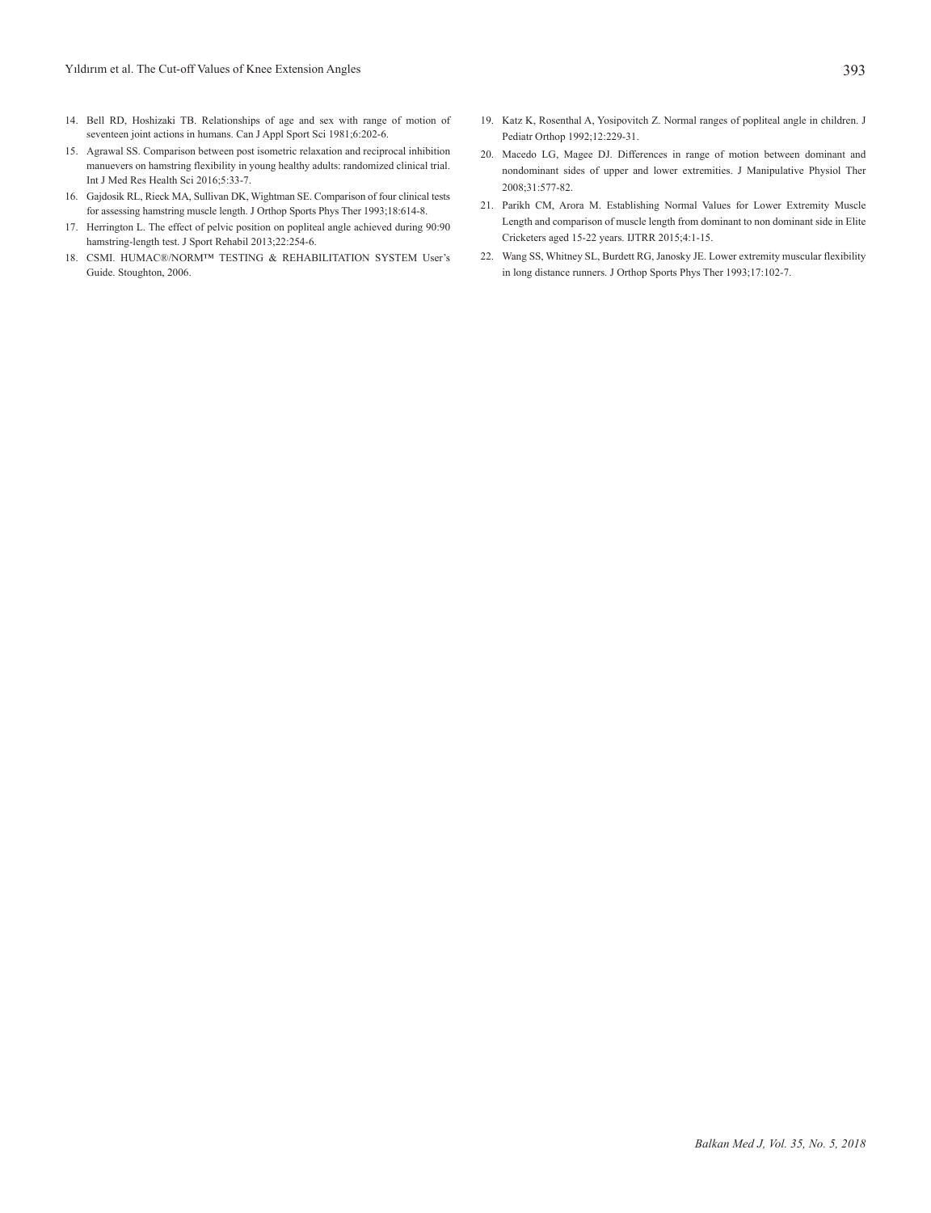14. Bell RD, Hoshizaki TB. Relationships of age and sex with range of motion of seventeen joint actions in humans. Can J Appl Sport Sci 1981;6:202-6.
15. Agrawal SS. Comparison between post isometric relaxation and reciprocal inhibition manuevers on hamstring flexibility in young healthy adults: randomized clinical trial. Int J Med Res Health Sci 2016;5:33-7.
16. Gajdosik RL, Rieck MA, Sullivan DK, Wightman SE. Comparison of four clinical tests for assessing hamstring muscle length. J Orthop Sports Phys Ther 1993;18:614-8.
17. Herrington L. The effect of pelvic position on popliteal angle achieved during 90:90 hamstring-length test. J Sport Rehabil 2013;22:254-6.
18. CSMI. HUMAC®/NORM™ TESTING & REHABILITATION SYSTEM User's Guide. Stoughton, 2006.
19. Katz K, Rosenthal A, Yosipovitch Z. Normal ranges of popliteal angle in children. J Pediatr Orthop 1992;12:229-31.
20. Macedo LG, Magee DJ. Differences in range of motion between dominant and nondominant sides of upper and lower extremities. J Manipulative Physiol Ther 2008;31:577-82.
21. Parikh CM, Arora M. Establishing Normal Values for Lower Extremity Muscle Length and comparison of muscle length from dominant to non dominant side in Elite Cricketers aged 15-22 years. IJTRR 2015;4:1-15.
22. Wang SS, Whitney SL, Burdett RG, Janosky JE. Lower extremity muscular flexibility in long distance runners. J Orthop Sports Phys Ther 1993;17:102-7.